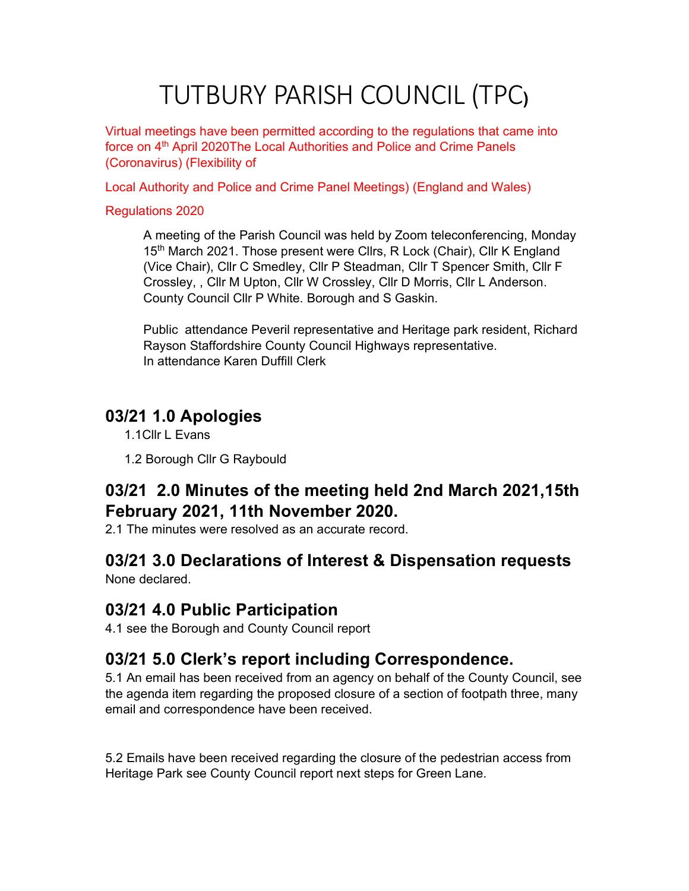# TUTBURY PARISH COUNCIL (TPC)

Virtual meetings have been permitted according to the regulations that came into force on 4th April 2020The Local Authorities and Police and Crime Panels (Coronavirus) (Flexibility of

Local Authority and Police and Crime Panel Meetings) (England and Wales)

Regulations 2020

A meeting of the Parish Council was held by Zoom teleconferencing, Monday 15th March 2021. Those present were Cllrs, R Lock (Chair), Cllr K England (Vice Chair), Cllr C Smedley, Cllr P Steadman, Cllr T Spencer Smith, Cllr F Crossley, , Cllr M Upton, Cllr W Crossley, Cllr D Morris, Cllr L Anderson. County Council Cllr P White. Borough and S Gaskin.

Public attendance Peveril representative and Heritage park resident, Richard Rayson Staffordshire County Council Highways representative.
In attendance Karen Duffill Clerk

## 03/21 1.0 Apologies

1.1Cllr L Evans

1.2 Borough Cllr G Raybould

## 03/21 2.0 Minutes of the meeting held 2nd March 2021,15th February 2021, 11th November 2020.

2.1 The minutes were resolved as an accurate record.

## 03/21 3.0 Declarations of Interest & Dispensation requests

None declared.

## 03/21 4.0 Public Participation

4.1 see the Borough and County Council report

## 03/21 5.0 Clerk's report including Correspondence.

5.1 An email has been received from an agency on behalf of the County Council, see the agenda item regarding the proposed closure of a section of footpath three, many email and correspondence have been received.

5.2 Emails have been received regarding the closure of the pedestrian access from Heritage Park see County Council report next steps for Green Lane.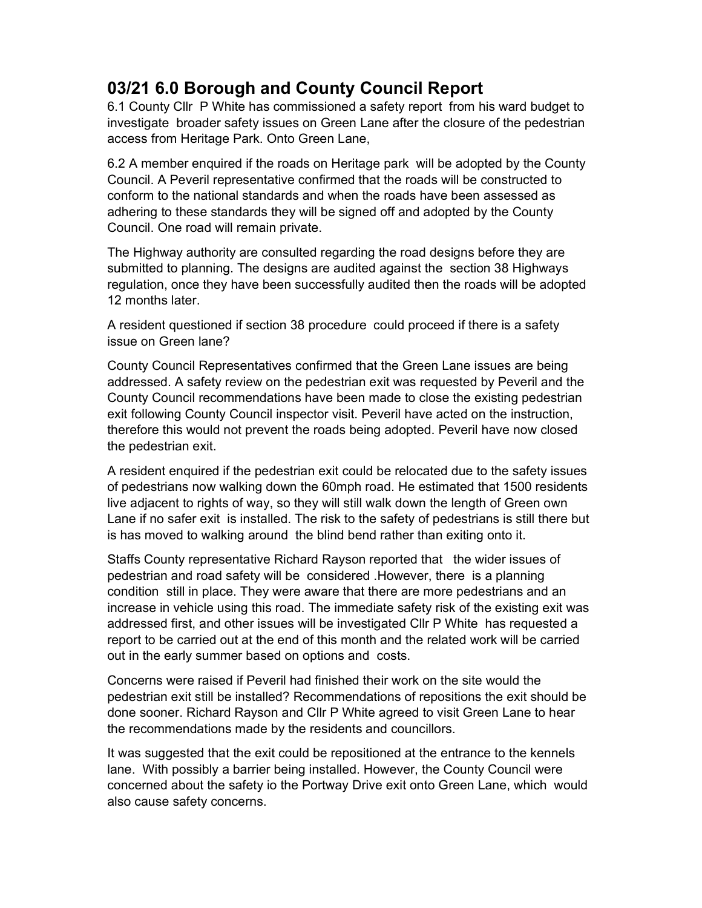## 03/21 6.0 Borough and County Council Report

6.1 County Cllr P White has commissioned a safety report from his ward budget to investigate broader safety issues on Green Lane after the closure of the pedestrian access from Heritage Park. Onto Green Lane,

6.2 A member enquired if the roads on Heritage park will be adopted by the County Council. A Peveril representative confirmed that the roads will be constructed to conform to the national standards and when the roads have been assessed as adhering to these standards they will be signed off and adopted by the County Council. One road will remain private.

The Highway authority are consulted regarding the road designs before they are submitted to planning. The designs are audited against the section 38 Highways regulation, once they have been successfully audited then the roads will be adopted 12 months later.

A resident questioned if section 38 procedure could proceed if there is a safety issue on Green lane?

County Council Representatives confirmed that the Green Lane issues are being addressed. A safety review on the pedestrian exit was requested by Peveril and the County Council recommendations have been made to close the existing pedestrian exit following County Council inspector visit. Peveril have acted on the instruction, therefore this would not prevent the roads being adopted. Peveril have now closed the pedestrian exit.

A resident enquired if the pedestrian exit could be relocated due to the safety issues of pedestrians now walking down the 60mph road. He estimated that 1500 residents live adjacent to rights of way, so they will still walk down the length of Green own Lane if no safer exit is installed. The risk to the safety of pedestrians is still there but is has moved to walking around the blind bend rather than exiting onto it.

Staffs County representative Richard Rayson reported that the wider issues of pedestrian and road safety will be considered .However, there is a planning condition still in place. They were aware that there are more pedestrians and an increase in vehicle using this road. The immediate safety risk of the existing exit was addressed first, and other issues will be investigated Cllr P White has requested a report to be carried out at the end of this month and the related work will be carried out in the early summer based on options and costs.

Concerns were raised if Peveril had finished their work on the site would the pedestrian exit still be installed? Recommendations of repositions the exit should be done sooner. Richard Rayson and Cllr P White agreed to visit Green Lane to hear the recommendations made by the residents and councillors.

It was suggested that the exit could be repositioned at the entrance to the kennels lane. With possibly a barrier being installed. However, the County Council were concerned about the safety io the Portway Drive exit onto Green Lane, which would also cause safety concerns.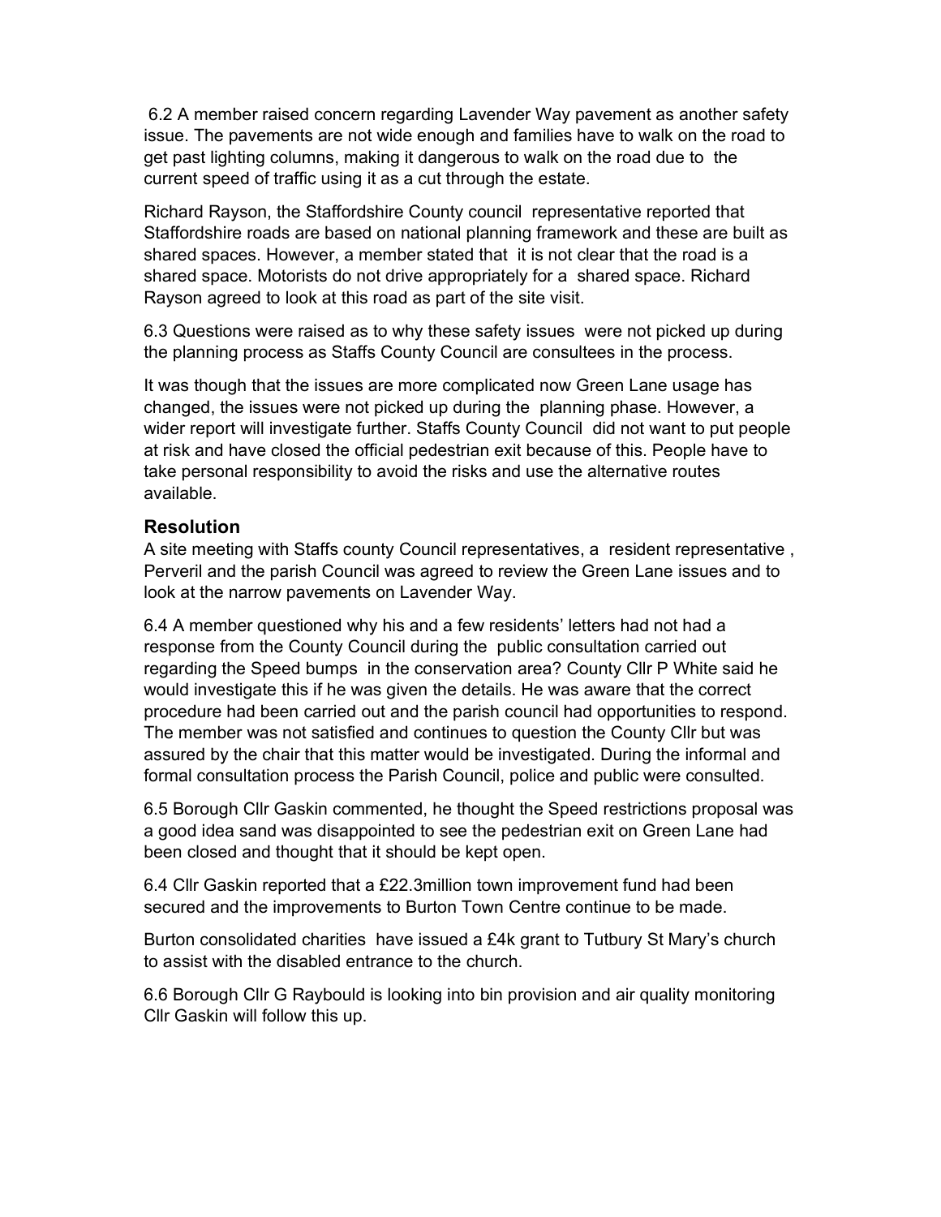6.2 A member raised concern regarding Lavender Way pavement as another safety issue. The pavements are not wide enough and families have to walk on the road to get past lighting columns, making it dangerous to walk on the road due to the current speed of traffic using it as a cut through the estate.

Richard Rayson, the Staffordshire County council representative reported that Staffordshire roads are based on national planning framework and these are built as shared spaces. However, a member stated that it is not clear that the road is a shared space. Motorists do not drive appropriately for a shared space. Richard Rayson agreed to look at this road as part of the site visit.

6.3 Questions were raised as to why these safety issues were not picked up during the planning process as Staffs County Council are consultees in the process.

It was though that the issues are more complicated now Green Lane usage has changed, the issues were not picked up during the planning phase. However, a wider report will investigate further. Staffs County Council did not want to put people at risk and have closed the official pedestrian exit because of this. People have to take personal responsibility to avoid the risks and use the alternative routes available.

### Resolution

A site meeting with Staffs county Council representatives, a resident representative , Perveril and the parish Council was agreed to review the Green Lane issues and to look at the narrow pavements on Lavender Way.

6.4 A member questioned why his and a few residents' letters had not had a response from the County Council during the public consultation carried out regarding the Speed bumps in the conservation area? County Cllr P White said he would investigate this if he was given the details. He was aware that the correct procedure had been carried out and the parish council had opportunities to respond. The member was not satisfied and continues to question the County Cllr but was assured by the chair that this matter would be investigated. During the informal and formal consultation process the Parish Council, police and public were consulted.

6.5 Borough Cllr Gaskin commented, he thought the Speed restrictions proposal was a good idea sand was disappointed to see the pedestrian exit on Green Lane had been closed and thought that it should be kept open.

6.4 Cllr Gaskin reported that a £22.3million town improvement fund had been secured and the improvements to Burton Town Centre continue to be made.

Burton consolidated charities have issued a £4k grant to Tutbury St Mary's church to assist with the disabled entrance to the church.

6.6 Borough Cllr G Raybould is looking into bin provision and air quality monitoring Cllr Gaskin will follow this up.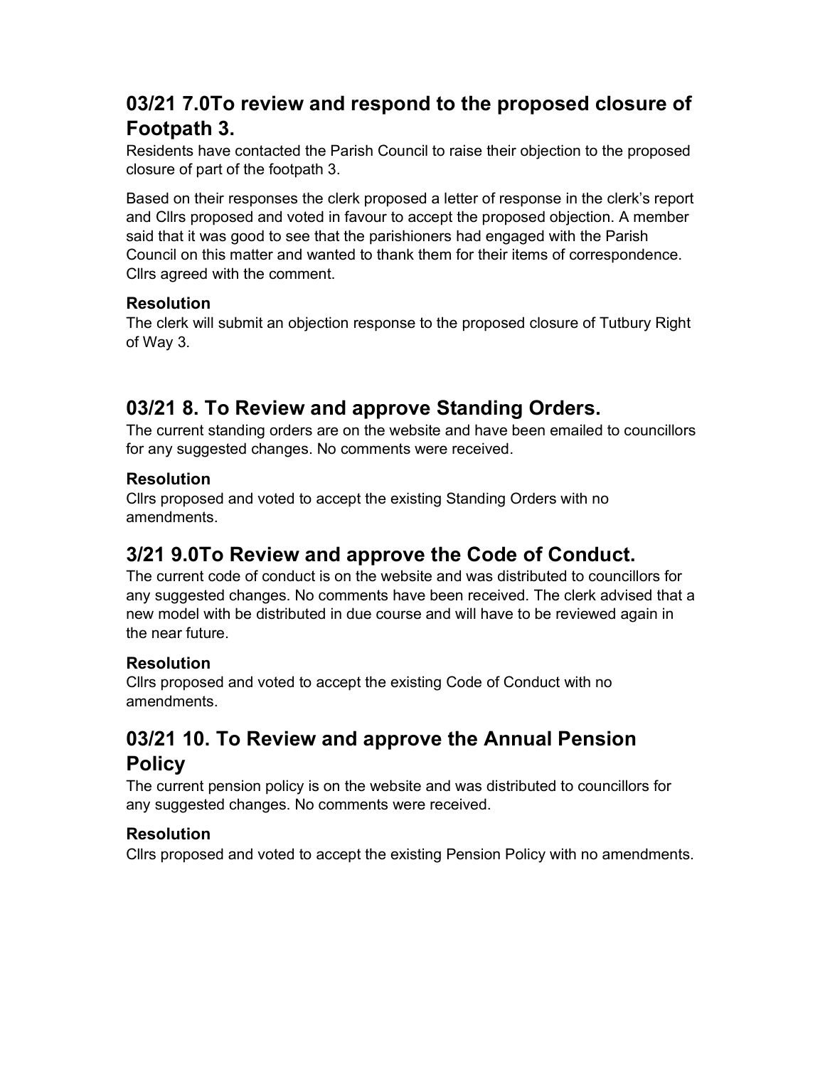## 03/21 7.0To review and respond to the proposed closure of Footpath 3.

Residents have contacted the Parish Council to raise their objection to the proposed closure of part of the footpath 3.

Based on their responses the clerk proposed a letter of response in the clerk's report and Cllrs proposed and voted in favour to accept the proposed objection. A member said that it was good to see that the parishioners had engaged with the Parish Council on this matter and wanted to thank them for their items of correspondence. Cllrs agreed with the comment.

### Resolution

The clerk will submit an objection response to the proposed closure of Tutbury Right of Way 3.

## 03/21 8. To Review and approve Standing Orders.

The current standing orders are on the website and have been emailed to councillors for any suggested changes. No comments were received.

### Resolution

Cllrs proposed and voted to accept the existing Standing Orders with no amendments.

## 3/21 9.0To Review and approve the Code of Conduct.

The current code of conduct is on the website and was distributed to councillors for any suggested changes. No comments have been received. The clerk advised that a new model with be distributed in due course and will have to be reviewed again in the near future.

### Resolution

Cllrs proposed and voted to accept the existing Code of Conduct with no amendments.

## 03/21 10. To Review and approve the Annual Pension Policy

The current pension policy is on the website and was distributed to councillors for any suggested changes. No comments were received.

### Resolution

Cllrs proposed and voted to accept the existing Pension Policy with no amendments.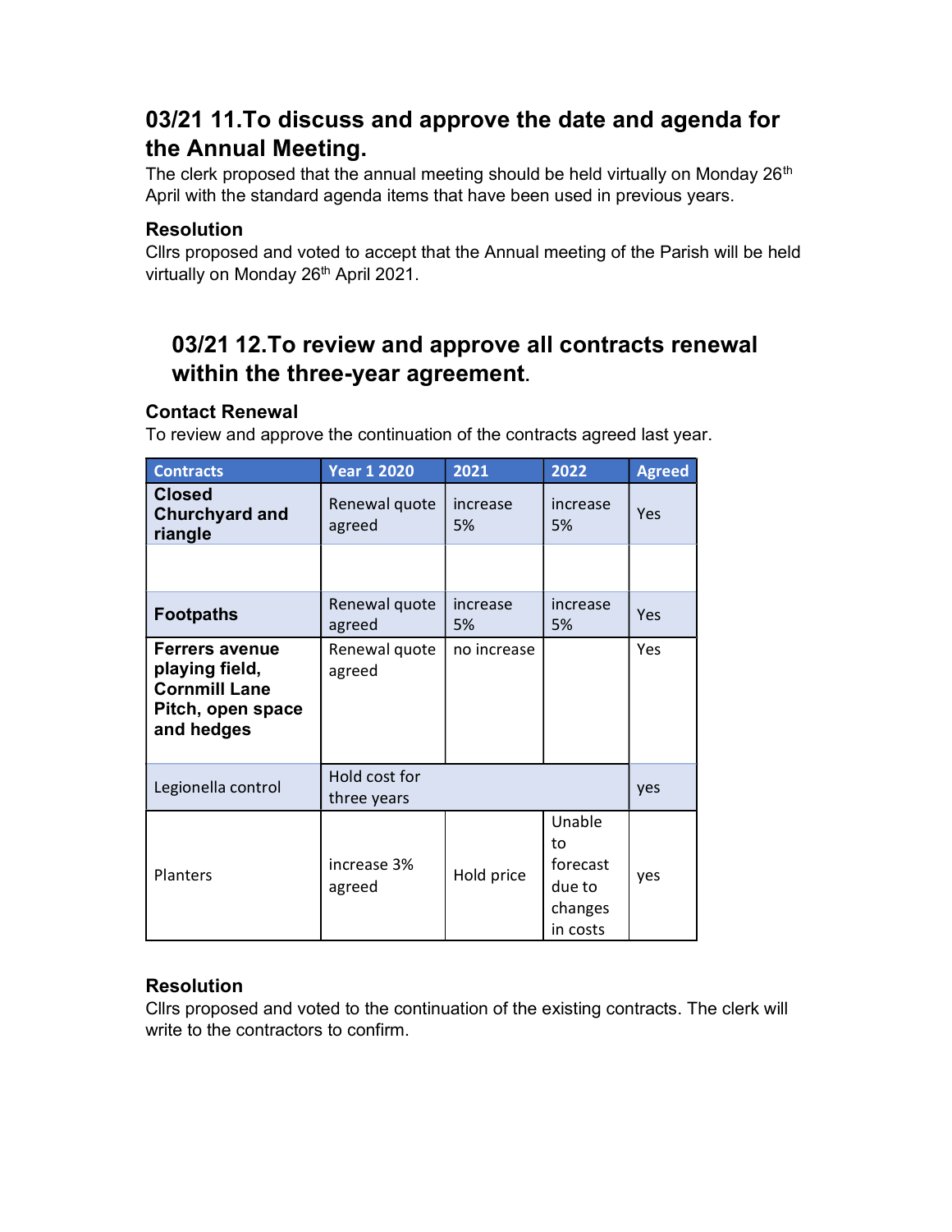## 03/21 11.To discuss and approve the date and agenda for the Annual Meeting.

The clerk proposed that the annual meeting should be held virtually on Monday 26th April with the standard agenda items that have been used in previous years.

### Resolution

Cllrs proposed and voted to accept that the Annual meeting of the Parish will be held virtually on Monday 26th April 2021.

## 03/21 12.To review and approve all contracts renewal within the three-year agreement.

### Contact Renewal

To review and approve the continuation of the contracts agreed last year.

| Contracts | Year 1 2020 | 2021 | 2022 | Agreed |
|---|---|---|---|---|
| **Closed Churchyard and riangle** | Renewal quote agreed | increase 5% | increase 5% | Yes |
| | | | | |
| **Footpaths** | Renewal quote agreed | increase 5% | increase 5% | Yes |
| **Ferrers avenue playing field, Cornmill Lane Pitch, open space and hedges** | Renewal quote agreed | no increase | | Yes |
| Legionella control | Hold cost for three years | | | yes |
| Planters | increase 3% agreed | Hold price | Unable to forecast due to changes in costs | yes |

### Resolution

Cllrs proposed and voted to the continuation of the existing contracts. The clerk will write to the contractors to confirm.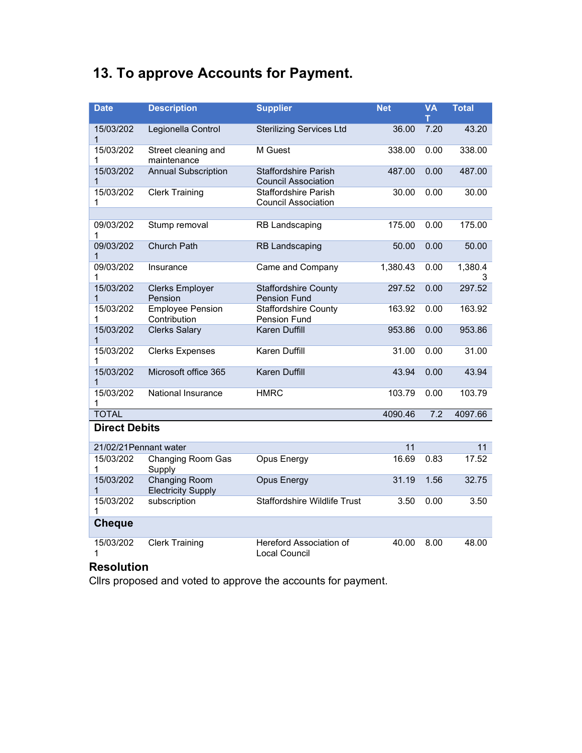## 13. To approve Accounts for Payment.

| Date | Description | Supplier | Net | VAT | Total |
|---|---|---|---|---|---|
| 15/03/2021 | Legionella Control | Sterilizing Services Ltd | 36.00 | 7.20 | 43.20 |
| 15/03/2021 | Street cleaning and maintenance | M Guest | 338.00 | 0.00 | 338.00 |
| 15/03/2021 | Annual Subscription | Staffordshire Parish Council Association | 487.00 | 0.00 | 487.00 |
| 15/03/2021 | Clerk Training | Staffordshire Parish Council Association | 30.00 | 0.00 | 30.00 |
| | | | | | |
| 09/03/2021 | Stump removal | RB Landscaping | 175.00 | 0.00 | 175.00 |
| 09/03/2021 | Church Path | RB Landscaping | 50.00 | 0.00 | 50.00 |
| 09/03/2021 | Insurance | Came and Company | 1,380.43 | 0.00 | 1,380.43 |
| 15/03/2021 | Clerks Employer Pension | Staffordshire County Pension Fund | 297.52 | 0.00 | 297.52 |
| 15/03/2021 | Employee Pension Contribution | Staffordshire County Pension Fund | 163.92 | 0.00 | 163.92 |
| 15/03/2021 | Clerks Salary | Karen Duffill | 953.86 | 0.00 | 953.86 |
| 15/03/2021 | Clerks Expenses | Karen Duffill | 31.00 | 0.00 | 31.00 |
| 15/03/2021 | Microsoft office 365 | Karen Duffill | 43.94 | 0.00 | 43.94 |
| 15/03/2021 | National Insurance | HMRC | 103.79 | 0.00 | 103.79 |
| TOTAL | | | 4090.46 | 7.2 | 4097.66 |
| **Direct Debits** | | | | | |
| 21/02/21 | Pennant water | | 11 | | 11 |
| 15/03/2021 | Changing Room Gas Supply | Opus Energy | 16.69 | 0.83 | 17.52 |
| 15/03/2021 | Changing Room Electricity Supply | Opus Energy | 31.19 | 1.56 | 32.75 |
| 15/03/2021 | subscription | Staffordshire Wildlife Trust | 3.50 | 0.00 | 3.50 |
| **Cheque** | | | | | |
| 15/03/2021 | Clerk Training | Hereford Association of Local Council | 40.00 | 8.00 | 48.00 |

**Resolution**

Cllrs proposed and voted to approve the accounts for payment.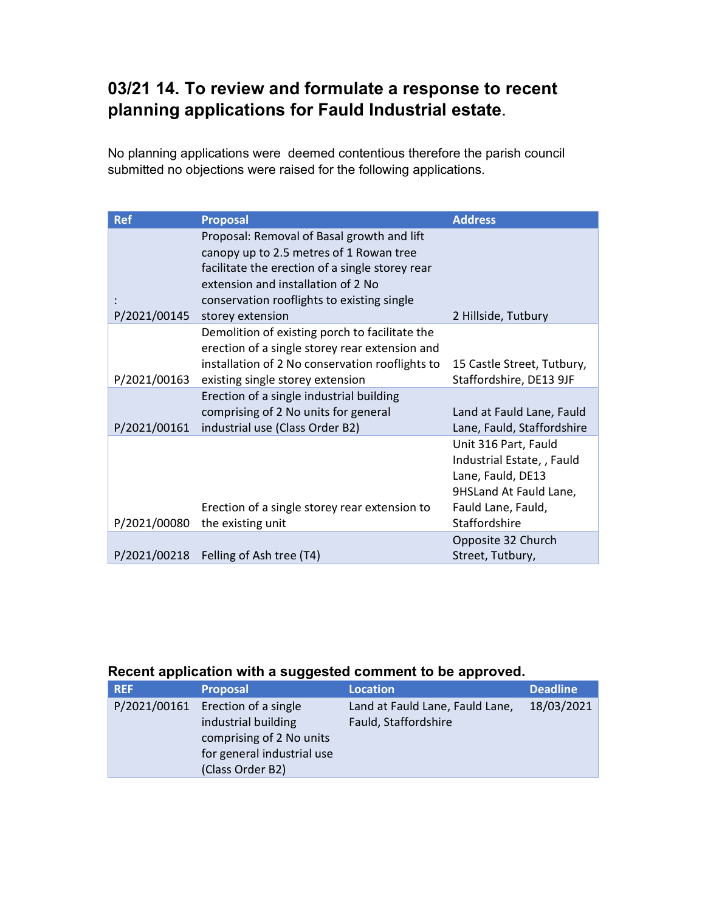## 03/21 14. To review and formulate a response to recent planning applications for Fauld Industrial estate.

No planning applications were deemed contentious therefore the parish council submitted no objections were raised for the following applications.

| Ref | Proposal | Address |
|---|---|---|
| : P/2021/00145 | Proposal: Removal of Basal growth and lift canopy up to 2.5 metres of 1 Rowan tree facilitate the erection of a single storey rear extension and installation of 2 No conservation rooflights to existing single storey extension | 2 Hillside, Tutbury |
| P/2021/00163 | Demolition of existing porch to facilitate the erection of a single storey rear extension and installation of 2 No conservation rooflights to existing single storey extension | 15 Castle Street, Tutbury, Staffordshire, DE13 9JF |
| P/2021/00161 | Erection of a single industrial building comprising of 2 No units for general industrial use (Class Order B2) | Land at Fauld Lane, Fauld Lane, Fauld, Staffordshire |
| P/2021/00080 | Erection of a single storey rear extension to the existing unit | Unit 316 Part, Fauld Industrial Estate, , Fauld Lane, Fauld, DE13 9HSLand At Fauld Lane, Fauld Lane, Fauld, Staffordshire |
| P/2021/00218 | Felling of Ash tree (T4) | Opposite 32 Church Street, Tutbury, |

### Recent application with a suggested comment to be approved.

| REF | Proposal | Location | Deadline |
|---|---|---|---|
| P/2021/00161 | Erection of a single industrial building comprising of 2 No units for general industrial use (Class Order B2) | Land at Fauld Lane, Fauld Lane, Fauld, Staffordshire | 18/03/2021 |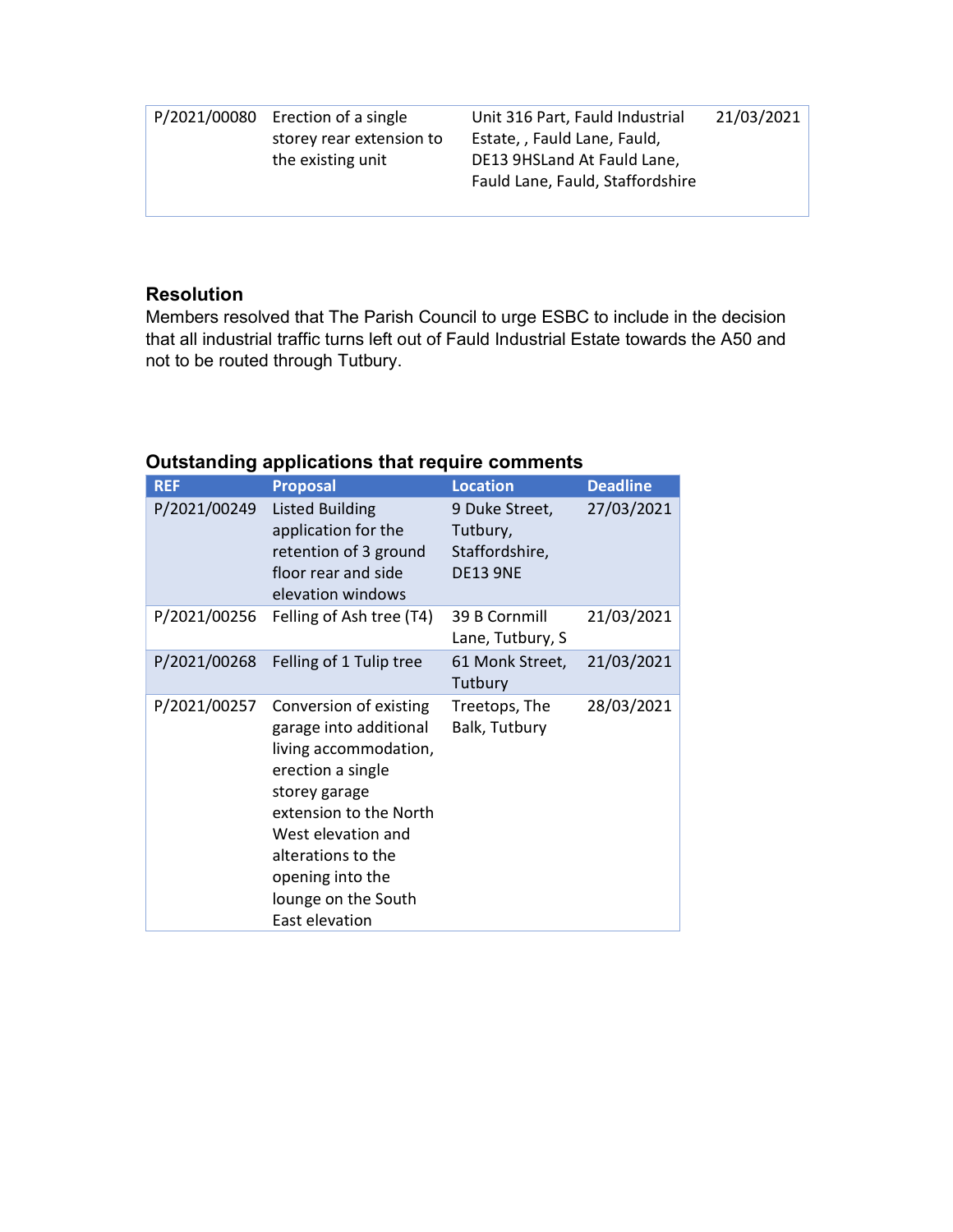| P/2021/00080 | Erection of a single storey rear extension to the existing unit | Unit 316 Part, Fauld Industrial Estate, , Fauld Lane, Fauld, DE13 9HSLand At Fauld Lane, Fauld Lane, Fauld, Staffordshire | 21/03/2021 |
|---|---|---|---|

### Resolution

Members resolved that The Parish Council to urge ESBC to include in the decision that all industrial traffic turns left out of Fauld Industrial Estate towards the A50 and not to be routed through Tutbury.

### Outstanding applications that require comments

| REF | Proposal | Location | Deadline |
|---|---|---|---|
| P/2021/00249 | Listed Building application for the retention of 3 ground floor rear and side elevation windows | 9 Duke Street, Tutbury, Staffordshire, DE13 9NE | 27/03/2021 |
| P/2021/00256 | Felling of Ash tree (T4) | 39 B Cornmill Lane, Tutbury, S | 21/03/2021 |
| P/2021/00268 | Felling of 1 Tulip tree | 61 Monk Street, Tutbury | 21/03/2021 |
| P/2021/00257 | Conversion of existing garage into additional living accommodation, erection a single storey garage extension to the North West elevation and alterations to the opening into the lounge on the South East elevation | Treetops, The Balk, Tutbury | 28/03/2021 |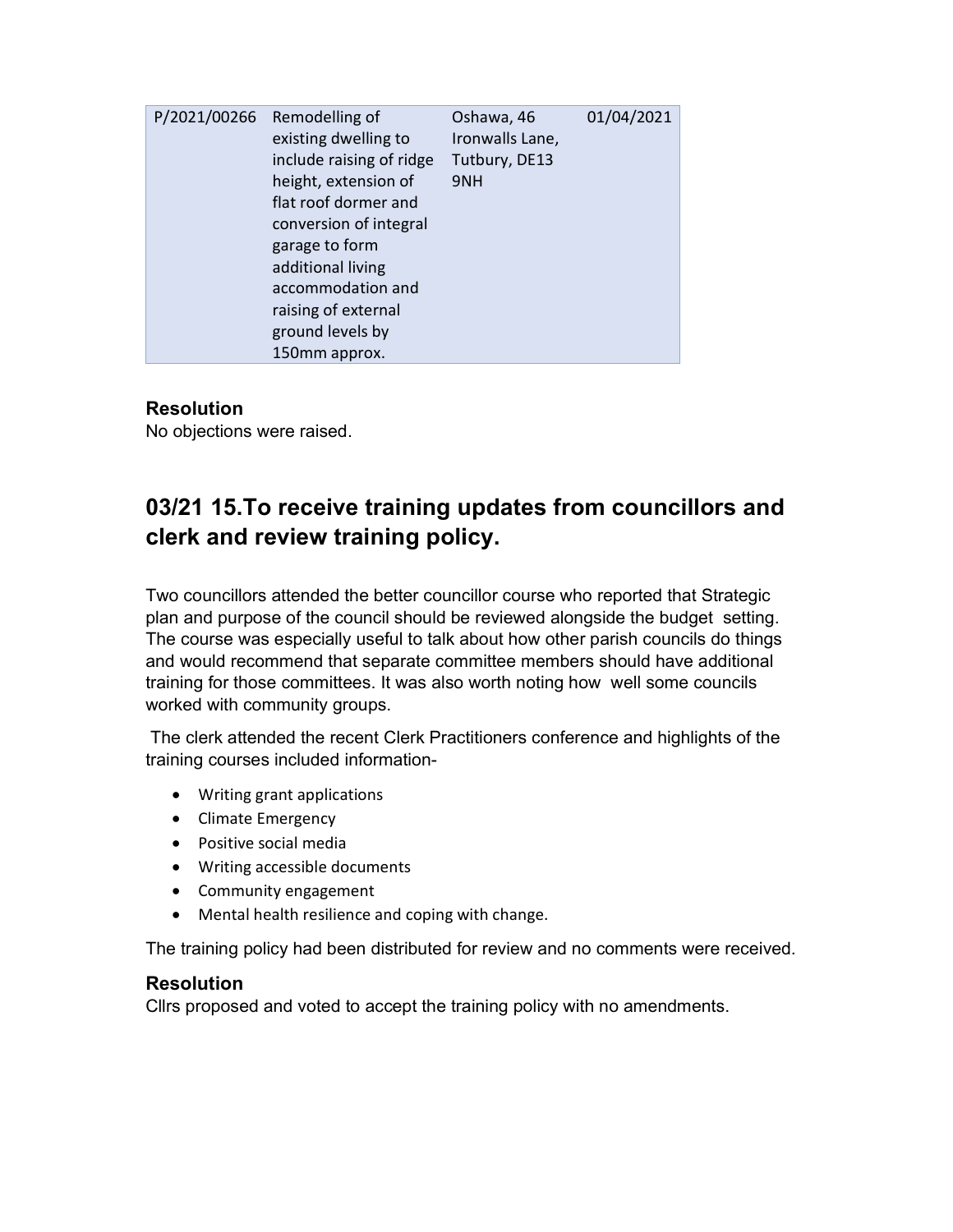| P/2021/00266 | Remodelling of existing dwelling to include raising of ridge height, extension of flat roof dormer and conversion of integral garage to form additional living accommodation and raising of external ground levels by 150mm approx. | Oshawa, 46 Ironwalls Lane, Tutbury, DE13 9NH | 01/04/2021 |
|---|---|---|---|

### Resolution

No objections were raised.

## 03/21 15.To receive training updates from councillors and clerk and review training policy.

Two councillors attended the better councillor course who reported that Strategic plan and purpose of the council should be reviewed alongside the budget setting. The course was especially useful to talk about how other parish councils do things and would recommend that separate committee members should have additional training for those committees. It was also worth noting how well some councils worked with community groups.

The clerk attended the recent Clerk Practitioners conference and highlights of the training courses included information-

- Writing grant applications
- Climate Emergency
- Positive social media
- Writing accessible documents
- Community engagement
- Mental health resilience and coping with change.

The training policy had been distributed for review and no comments were received.

### Resolution

Cllrs proposed and voted to accept the training policy with no amendments.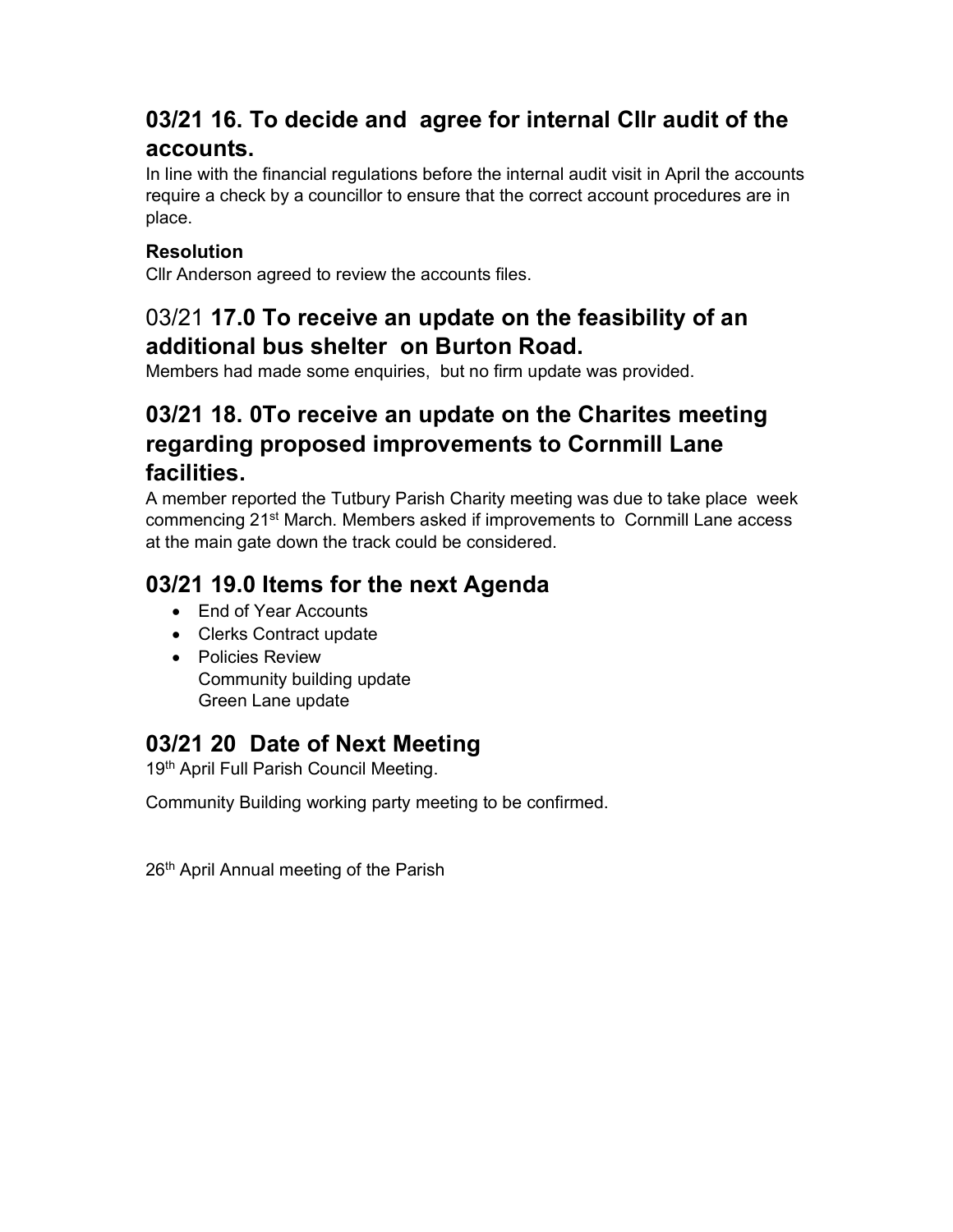## 03/21 16. To decide and agree for internal Cllr audit of the accounts.

In line with the financial regulations before the internal audit visit in April the accounts require a check by a councillor to ensure that the correct account procedures are in place.

**Resolution**

Cllr Anderson agreed to review the accounts files.

## 03/21 **17.0 To receive an update on the feasibility of an additional bus shelter on Burton Road.**

Members had made some enquiries, but no firm update was provided.

## 03/21 18. 0To receive an update on the Charites meeting regarding proposed improvements to Cornmill Lane facilities.

A member reported the Tutbury Parish Charity meeting was due to take place week commencing 21st March. Members asked if improvements to Cornmill Lane access at the main gate down the track could be considered.

## 03/21 19.0 Items for the next Agenda

- End of Year Accounts
- Clerks Contract update
- Policies Review
  Community building update
  Green Lane update

## 03/21 20 Date of Next Meeting

19th April Full Parish Council Meeting.

Community Building working party meeting to be confirmed.

26th April Annual meeting of the Parish